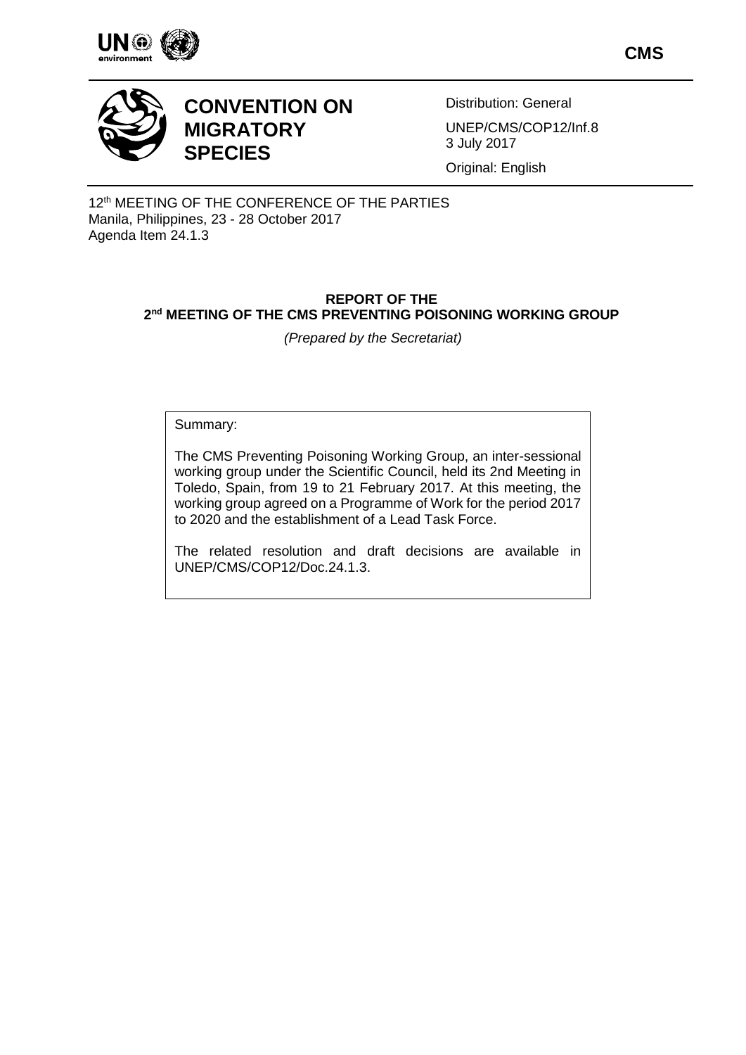CMS

# CONVENTION ON MIGRATORY SPECIES

Distribution: General

UNEP/CMS/COP12/Inf.8
3 July 2017

Original: English

12th MEETING OF THE CONFERENCE OF THE PARTIES
Manila, Philippines, 23 - 28 October 2017
Agenda Item 24.1.3

## REPORT OF THE 2nd MEETING OF THE CMS PREVENTING POISONING WORKING GROUP

*(Prepared by the Secretariat)*

Summary:

The CMS Preventing Poisoning Working Group, an inter-sessional working group under the Scientific Council, held its 2nd Meeting in Toledo, Spain, from 19 to 21 February 2017. At this meeting, the working group agreed on a Programme of Work for the period 2017 to 2020 and the establishment of a Lead Task Force.

The related resolution and draft decisions are available in UNEP/CMS/COP12/Doc.24.1.3.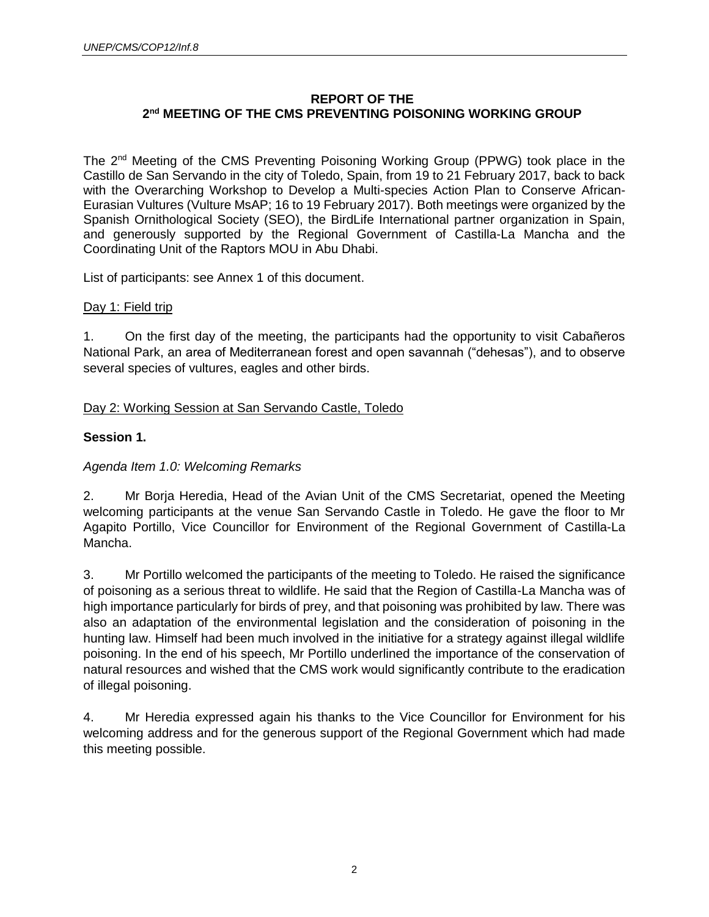# REPORT OF THE 2nd MEETING OF THE CMS PREVENTING POISONING WORKING GROUP

The 2nd Meeting of the CMS Preventing Poisoning Working Group (PPWG) took place in the Castillo de San Servando in the city of Toledo, Spain, from 19 to 21 February 2017, back to back with the Overarching Workshop to Develop a Multi-species Action Plan to Conserve African-Eurasian Vultures (Vulture MsAP; 16 to 19 February 2017). Both meetings were organized by the Spanish Ornithological Society (SEO), the BirdLife International partner organization in Spain, and generously supported by the Regional Government of Castilla-La Mancha and the Coordinating Unit of the Raptors MOU in Abu Dhabi.

List of participants: see Annex 1 of this document.

## Day 1: Field trip

1. On the first day of the meeting, the participants had the opportunity to visit Cabañeros National Park, an area of Mediterranean forest and open savannah ("dehesas"), and to observe several species of vultures, eagles and other birds.

## Day 2: Working Session at San Servando Castle, Toledo

### Session 1.

*Agenda Item 1.0: Welcoming Remarks*

2. Mr Borja Heredia, Head of the Avian Unit of the CMS Secretariat, opened the Meeting welcoming participants at the venue San Servando Castle in Toledo. He gave the floor to Mr Agapito Portillo, Vice Councillor for Environment of the Regional Government of Castilla-La Mancha.

3. Mr Portillo welcomed the participants of the meeting to Toledo. He raised the significance of poisoning as a serious threat to wildlife. He said that the Region of Castilla-La Mancha was of high importance particularly for birds of prey, and that poisoning was prohibited by law. There was also an adaptation of the environmental legislation and the consideration of poisoning in the hunting law. Himself had been much involved in the initiative for a strategy against illegal wildlife poisoning. In the end of his speech, Mr Portillo underlined the importance of the conservation of natural resources and wished that the CMS work would significantly contribute to the eradication of illegal poisoning.

4. Mr Heredia expressed again his thanks to the Vice Councillor for Environment for his welcoming address and for the generous support of the Regional Government which had made this meeting possible.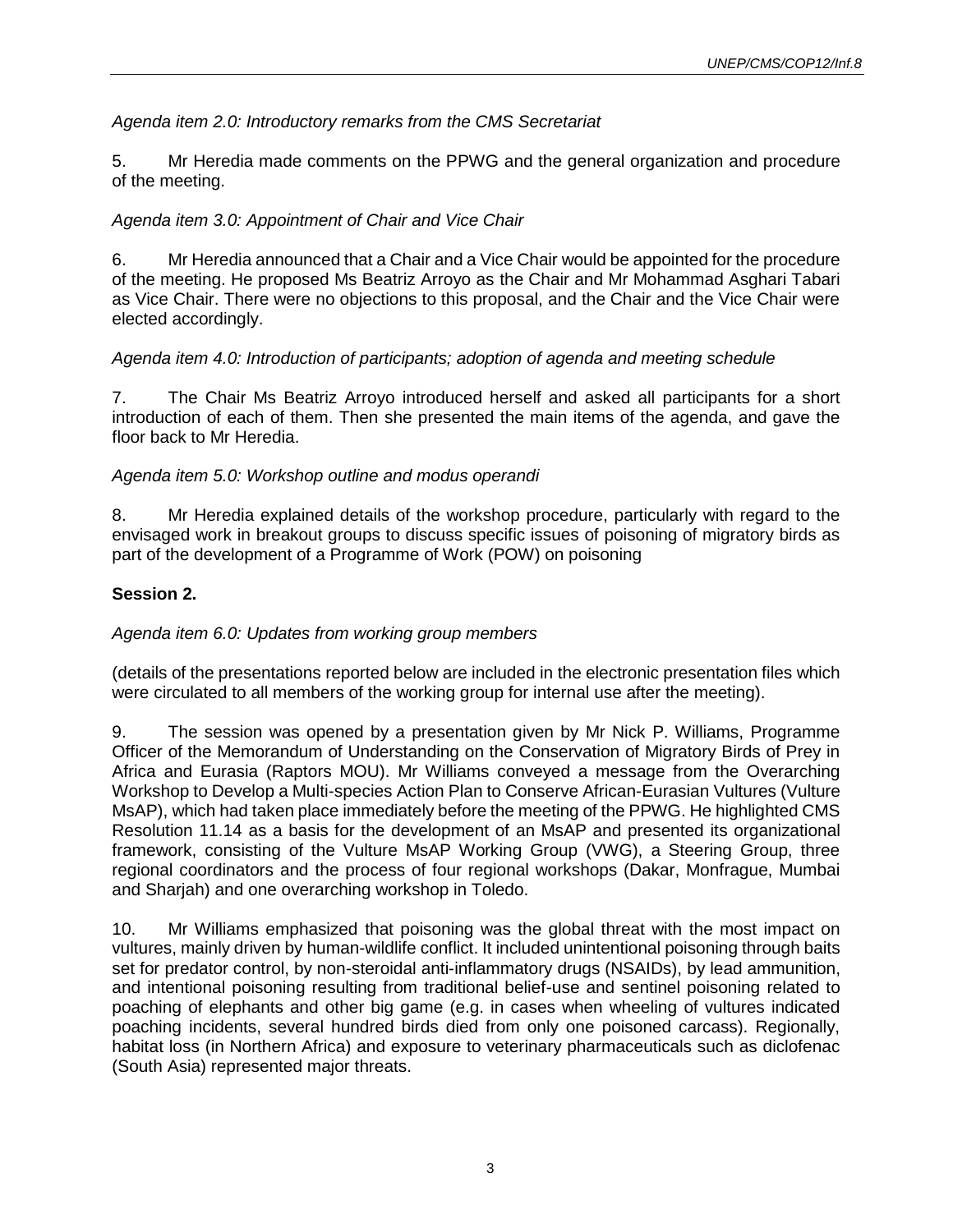*Agenda item 2.0: Introductory remarks from the CMS Secretariat*

5. Mr Heredia made comments on the PPWG and the general organization and procedure of the meeting.

*Agenda item 3.0: Appointment of Chair and Vice Chair*

6. Mr Heredia announced that a Chair and a Vice Chair would be appointed for the procedure of the meeting. He proposed Ms Beatriz Arroyo as the Chair and Mr Mohammad Asghari Tabari as Vice Chair. There were no objections to this proposal, and the Chair and the Vice Chair were elected accordingly.

*Agenda item 4.0: Introduction of participants; adoption of agenda and meeting schedule*

7. The Chair Ms Beatriz Arroyo introduced herself and asked all participants for a short introduction of each of them. Then she presented the main items of the agenda, and gave the floor back to Mr Heredia.

*Agenda item 5.0: Workshop outline and modus operandi*

8. Mr Heredia explained details of the workshop procedure, particularly with regard to the envisaged work in breakout groups to discuss specific issues of poisoning of migratory birds as part of the development of a Programme of Work (POW) on poisoning

**Session 2.**

*Agenda item 6.0: Updates from working group members*

(details of the presentations reported below are included in the electronic presentation files which were circulated to all members of the working group for internal use after the meeting).

9. The session was opened by a presentation given by Mr Nick P. Williams, Programme Officer of the Memorandum of Understanding on the Conservation of Migratory Birds of Prey in Africa and Eurasia (Raptors MOU). Mr Williams conveyed a message from the Overarching Workshop to Develop a Multi-species Action Plan to Conserve African-Eurasian Vultures (Vulture MsAP), which had taken place immediately before the meeting of the PPWG. He highlighted CMS Resolution 11.14 as a basis for the development of an MsAP and presented its organizational framework, consisting of the Vulture MsAP Working Group (VWG), a Steering Group, three regional coordinators and the process of four regional workshops (Dakar, Monfrague, Mumbai and Sharjah) and one overarching workshop in Toledo.

10. Mr Williams emphasized that poisoning was the global threat with the most impact on vultures, mainly driven by human-wildlife conflict. It included unintentional poisoning through baits set for predator control, by non-steroidal anti-inflammatory drugs (NSAIDs), by lead ammunition, and intentional poisoning resulting from traditional belief-use and sentinel poisoning related to poaching of elephants and other big game (e.g. in cases when wheeling of vultures indicated poaching incidents, several hundred birds died from only one poisoned carcass). Regionally, habitat loss (in Northern Africa) and exposure to veterinary pharmaceuticals such as diclofenac (South Asia) represented major threats.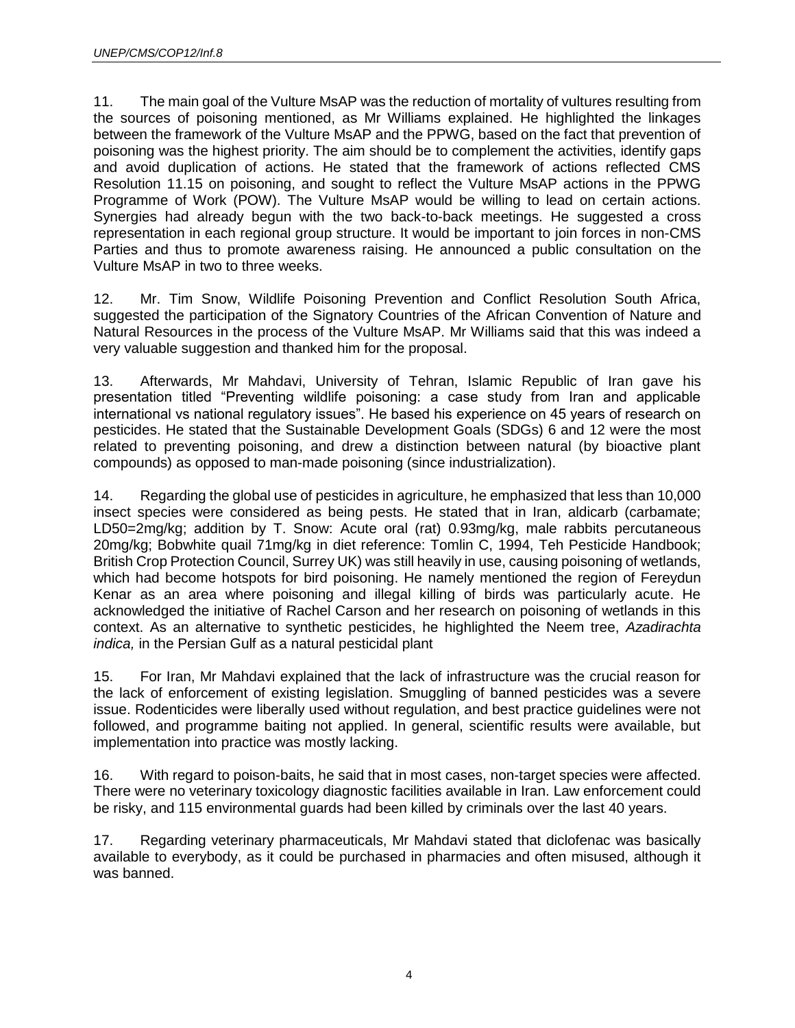11. The main goal of the Vulture MsAP was the reduction of mortality of vultures resulting from the sources of poisoning mentioned, as Mr Williams explained. He highlighted the linkages between the framework of the Vulture MsAP and the PPWG, based on the fact that prevention of poisoning was the highest priority. The aim should be to complement the activities, identify gaps and avoid duplication of actions. He stated that the framework of actions reflected CMS Resolution 11.15 on poisoning, and sought to reflect the Vulture MsAP actions in the PPWG Programme of Work (POW). The Vulture MsAP would be willing to lead on certain actions. Synergies had already begun with the two back-to-back meetings. He suggested a cross representation in each regional group structure. It would be important to join forces in non-CMS Parties and thus to promote awareness raising. He announced a public consultation on the Vulture MsAP in two to three weeks.

12. Mr. Tim Snow, Wildlife Poisoning Prevention and Conflict Resolution South Africa, suggested the participation of the Signatory Countries of the African Convention of Nature and Natural Resources in the process of the Vulture MsAP. Mr Williams said that this was indeed a very valuable suggestion and thanked him for the proposal.

13. Afterwards, Mr Mahdavi, University of Tehran, Islamic Republic of Iran gave his presentation titled "Preventing wildlife poisoning: a case study from Iran and applicable international vs national regulatory issues". He based his experience on 45 years of research on pesticides. He stated that the Sustainable Development Goals (SDGs) 6 and 12 were the most related to preventing poisoning, and drew a distinction between natural (by bioactive plant compounds) as opposed to man-made poisoning (since industrialization).

14. Regarding the global use of pesticides in agriculture, he emphasized that less than 10,000 insect species were considered as being pests. He stated that in Iran, aldicarb (carbamate; LD50=2mg/kg; addition by T. Snow: Acute oral (rat) 0.93mg/kg, male rabbits percutaneous 20mg/kg; Bobwhite quail 71mg/kg in diet reference: Tomlin C, 1994, Teh Pesticide Handbook; British Crop Protection Council, Surrey UK) was still heavily in use, causing poisoning of wetlands, which had become hotspots for bird poisoning. He namely mentioned the region of Fereydun Kenar as an area where poisoning and illegal killing of birds was particularly acute. He acknowledged the initiative of Rachel Carson and her research on poisoning of wetlands in this context. As an alternative to synthetic pesticides, he highlighted the Neem tree, *Azadirachta indica,* in the Persian Gulf as a natural pesticidal plant

15. For Iran, Mr Mahdavi explained that the lack of infrastructure was the crucial reason for the lack of enforcement of existing legislation. Smuggling of banned pesticides was a severe issue. Rodenticides were liberally used without regulation, and best practice guidelines were not followed, and programme baiting not applied. In general, scientific results were available, but implementation into practice was mostly lacking.

16. With regard to poison-baits, he said that in most cases, non-target species were affected. There were no veterinary toxicology diagnostic facilities available in Iran. Law enforcement could be risky, and 115 environmental guards had been killed by criminals over the last 40 years.

17. Regarding veterinary pharmaceuticals, Mr Mahdavi stated that diclofenac was basically available to everybody, as it could be purchased in pharmacies and often misused, although it was banned.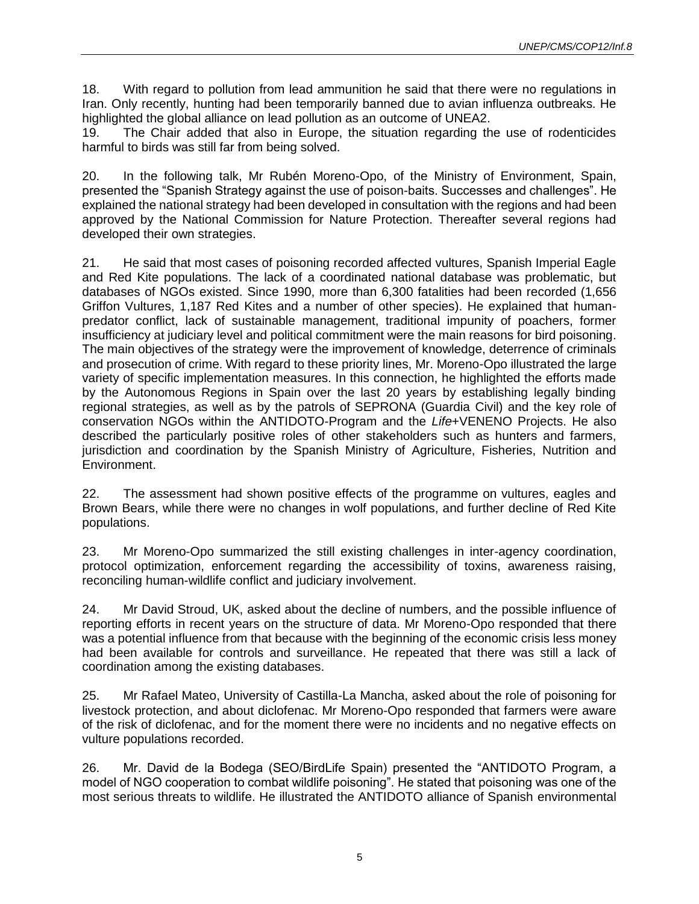18. With regard to pollution from lead ammunition he said that there were no regulations in Iran. Only recently, hunting had been temporarily banned due to avian influenza outbreaks. He highlighted the global alliance on lead pollution as an outcome of UNEA2.

19. The Chair added that also in Europe, the situation regarding the use of rodenticides harmful to birds was still far from being solved.

20. In the following talk, Mr Rubén Moreno-Opo, of the Ministry of Environment, Spain, presented the "Spanish Strategy against the use of poison-baits. Successes and challenges". He explained the national strategy had been developed in consultation with the regions and had been approved by the National Commission for Nature Protection. Thereafter several regions had developed their own strategies.

21. He said that most cases of poisoning recorded affected vultures, Spanish Imperial Eagle and Red Kite populations. The lack of a coordinated national database was problematic, but databases of NGOs existed. Since 1990, more than 6,300 fatalities had been recorded (1,656 Griffon Vultures, 1,187 Red Kites and a number of other species). He explained that human-predator conflict, lack of sustainable management, traditional impunity of poachers, former insufficiency at judiciary level and political commitment were the main reasons for bird poisoning. The main objectives of the strategy were the improvement of knowledge, deterrence of criminals and prosecution of crime. With regard to these priority lines, Mr. Moreno-Opo illustrated the large variety of specific implementation measures. In this connection, he highlighted the efforts made by the Autonomous Regions in Spain over the last 20 years by establishing legally binding regional strategies, as well as by the patrols of SEPRONA (Guardia Civil) and the key role of conservation NGOs within the ANTIDOTO-Program and the *Life*+VENENO Projects. He also described the particularly positive roles of other stakeholders such as hunters and farmers, jurisdiction and coordination by the Spanish Ministry of Agriculture, Fisheries, Nutrition and Environment.

22. The assessment had shown positive effects of the programme on vultures, eagles and Brown Bears, while there were no changes in wolf populations, and further decline of Red Kite populations.

23. Mr Moreno-Opo summarized the still existing challenges in inter-agency coordination, protocol optimization, enforcement regarding the accessibility of toxins, awareness raising, reconciling human-wildlife conflict and judiciary involvement.

24. Mr David Stroud, UK, asked about the decline of numbers, and the possible influence of reporting efforts in recent years on the structure of data. Mr Moreno-Opo responded that there was a potential influence from that because with the beginning of the economic crisis less money had been available for controls and surveillance. He repeated that there was still a lack of coordination among the existing databases.

25. Mr Rafael Mateo, University of Castilla-La Mancha, asked about the role of poisoning for livestock protection, and about diclofenac. Mr Moreno-Opo responded that farmers were aware of the risk of diclofenac, and for the moment there were no incidents and no negative effects on vulture populations recorded.

26. Mr. David de la Bodega (SEO/BirdLife Spain) presented the "ANTIDOTO Program, a model of NGO cooperation to combat wildlife poisoning". He stated that poisoning was one of the most serious threats to wildlife. He illustrated the ANTIDOTO alliance of Spanish environmental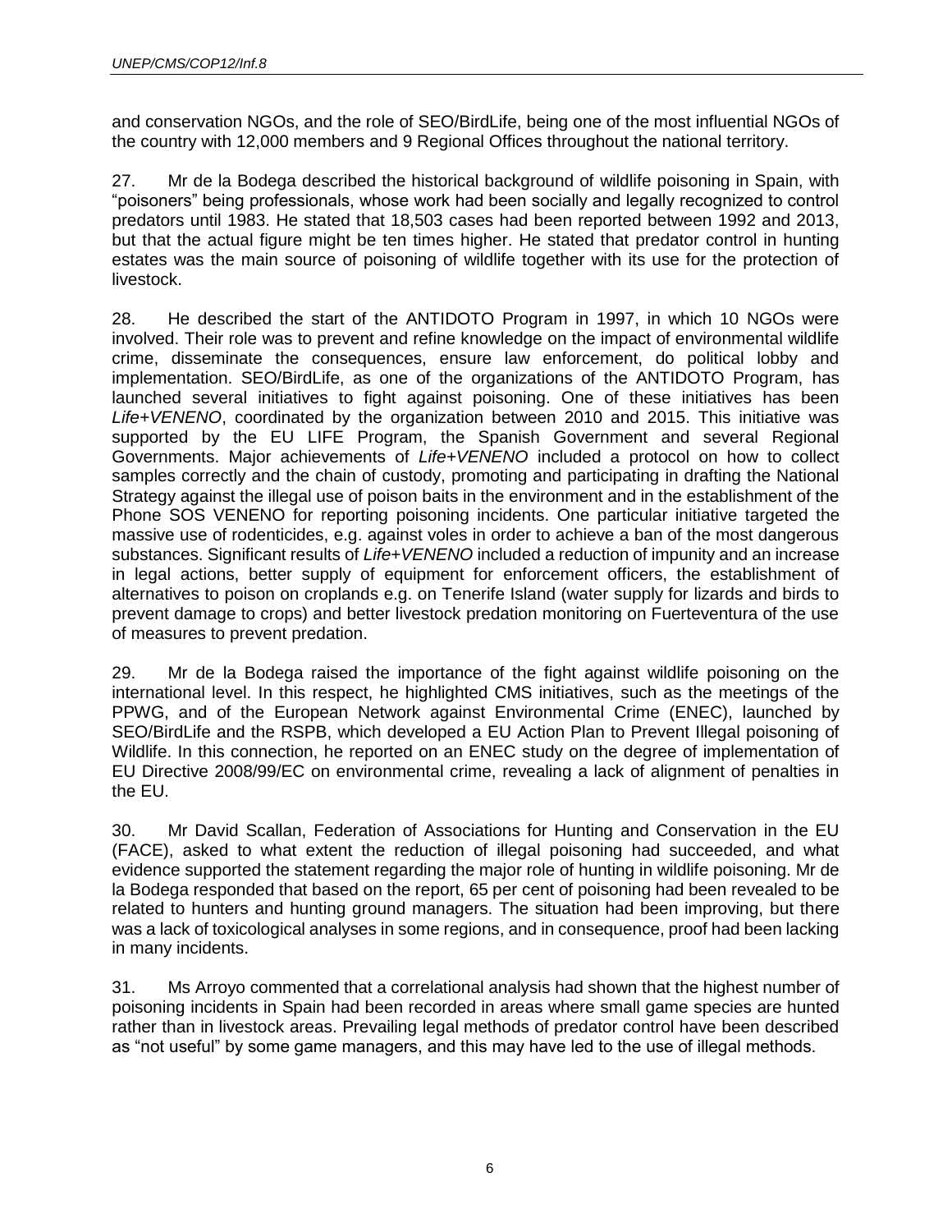and conservation NGOs, and the role of SEO/BirdLife, being one of the most influential NGOs of the country with 12,000 members and 9 Regional Offices throughout the national territory.

27. Mr de la Bodega described the historical background of wildlife poisoning in Spain, with "poisoners" being professionals, whose work had been socially and legally recognized to control predators until 1983. He stated that 18,503 cases had been reported between 1992 and 2013, but that the actual figure might be ten times higher. He stated that predator control in hunting estates was the main source of poisoning of wildlife together with its use for the protection of livestock.

28. He described the start of the ANTIDOTO Program in 1997, in which 10 NGOs were involved. Their role was to prevent and refine knowledge on the impact of environmental wildlife crime, disseminate the consequences, ensure law enforcement, do political lobby and implementation. SEO/BirdLife, as one of the organizations of the ANTIDOTO Program, has launched several initiatives to fight against poisoning. One of these initiatives has been *Life+VENENO*, coordinated by the organization between 2010 and 2015. This initiative was supported by the EU LIFE Program, the Spanish Government and several Regional Governments. Major achievements of *Life+VENENO* included a protocol on how to collect samples correctly and the chain of custody, promoting and participating in drafting the National Strategy against the illegal use of poison baits in the environment and in the establishment of the Phone SOS VENENO for reporting poisoning incidents. One particular initiative targeted the massive use of rodenticides, e.g. against voles in order to achieve a ban of the most dangerous substances. Significant results of *Life+VENENO* included a reduction of impunity and an increase in legal actions, better supply of equipment for enforcement officers, the establishment of alternatives to poison on croplands e.g. on Tenerife Island (water supply for lizards and birds to prevent damage to crops) and better livestock predation monitoring on Fuerteventura of the use of measures to prevent predation.

29. Mr de la Bodega raised the importance of the fight against wildlife poisoning on the international level. In this respect, he highlighted CMS initiatives, such as the meetings of the PPWG, and of the European Network against Environmental Crime (ENEC), launched by SEO/BirdLife and the RSPB, which developed a EU Action Plan to Prevent Illegal poisoning of Wildlife. In this connection, he reported on an ENEC study on the degree of implementation of EU Directive 2008/99/EC on environmental crime, revealing a lack of alignment of penalties in the EU.

30. Mr David Scallan, Federation of Associations for Hunting and Conservation in the EU (FACE), asked to what extent the reduction of illegal poisoning had succeeded, and what evidence supported the statement regarding the major role of hunting in wildlife poisoning. Mr de la Bodega responded that based on the report, 65 per cent of poisoning had been revealed to be related to hunters and hunting ground managers. The situation had been improving, but there was a lack of toxicological analyses in some regions, and in consequence, proof had been lacking in many incidents.

31. Ms Arroyo commented that a correlational analysis had shown that the highest number of poisoning incidents in Spain had been recorded in areas where small game species are hunted rather than in livestock areas. Prevailing legal methods of predator control have been described as "not useful" by some game managers, and this may have led to the use of illegal methods.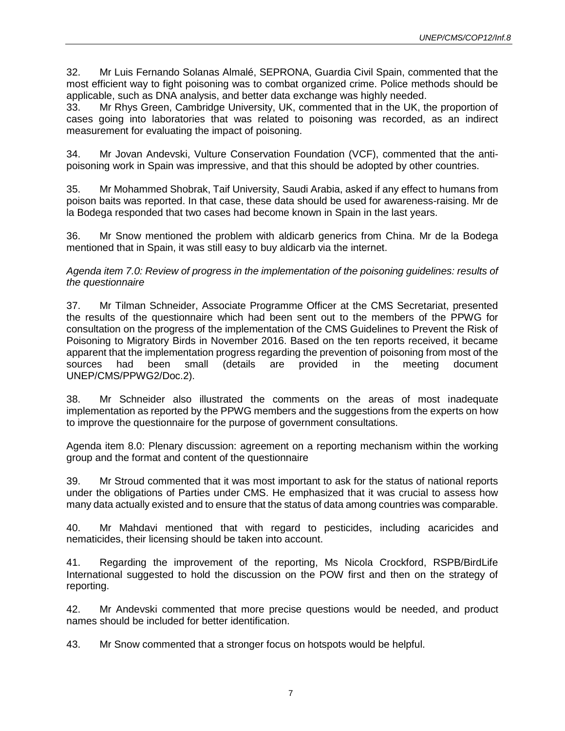32. Mr Luis Fernando Solanas Almalé, SEPRONA, Guardia Civil Spain, commented that the most efficient way to fight poisoning was to combat organized crime. Police methods should be applicable, such as DNA analysis, and better data exchange was highly needed.

33. Mr Rhys Green, Cambridge University, UK, commented that in the UK, the proportion of cases going into laboratories that was related to poisoning was recorded, as an indirect measurement for evaluating the impact of poisoning.

34. Mr Jovan Andevski, Vulture Conservation Foundation (VCF), commented that the anti-poisoning work in Spain was impressive, and that this should be adopted by other countries.

35. Mr Mohammed Shobrak, Taif University, Saudi Arabia, asked if any effect to humans from poison baits was reported. In that case, these data should be used for awareness-raising. Mr de la Bodega responded that two cases had become known in Spain in the last years.

36. Mr Snow mentioned the problem with aldicarb generics from China. Mr de la Bodega mentioned that in Spain, it was still easy to buy aldicarb via the internet.

*Agenda item 7.0: Review of progress in the implementation of the poisoning guidelines: results of the questionnaire*

37. Mr Tilman Schneider, Associate Programme Officer at the CMS Secretariat, presented the results of the questionnaire which had been sent out to the members of the PPWG for consultation on the progress of the implementation of the CMS Guidelines to Prevent the Risk of Poisoning to Migratory Birds in November 2016. Based on the ten reports received, it became apparent that the implementation progress regarding the prevention of poisoning from most of the sources had been small (details are provided in the meeting document UNEP/CMS/PPWG2/Doc.2).

38. Mr Schneider also illustrated the comments on the areas of most inadequate implementation as reported by the PPWG members and the suggestions from the experts on how to improve the questionnaire for the purpose of government consultations.

Agenda item 8.0: Plenary discussion: agreement on a reporting mechanism within the working group and the format and content of the questionnaire

39. Mr Stroud commented that it was most important to ask for the status of national reports under the obligations of Parties under CMS. He emphasized that it was crucial to assess how many data actually existed and to ensure that the status of data among countries was comparable.

40. Mr Mahdavi mentioned that with regard to pesticides, including acaricides and nematicides, their licensing should be taken into account.

41. Regarding the improvement of the reporting, Ms Nicola Crockford, RSPB/BirdLife International suggested to hold the discussion on the POW first and then on the strategy of reporting.

42. Mr Andevski commented that more precise questions would be needed, and product names should be included for better identification.

43. Mr Snow commented that a stronger focus on hotspots would be helpful.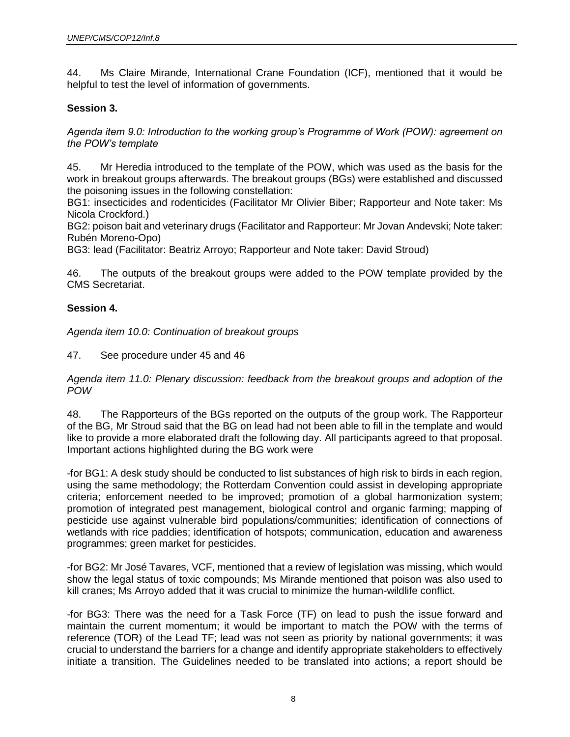44. Ms Claire Mirande, International Crane Foundation (ICF), mentioned that it would be helpful to test the level of information of governments.

**Session 3.**

*Agenda item 9.0: Introduction to the working group's Programme of Work (POW): agreement on the POW's template*

45. Mr Heredia introduced to the template of the POW, which was used as the basis for the work in breakout groups afterwards. The breakout groups (BGs) were established and discussed the poisoning issues in the following constellation:
BG1: insecticides and rodenticides (Facilitator Mr Olivier Biber; Rapporteur and Note taker: Ms Nicola Crockford.)
BG2: poison bait and veterinary drugs (Facilitator and Rapporteur: Mr Jovan Andevski; Note taker: Rubén Moreno-Opo)
BG3: lead (Facilitator: Beatriz Arroyo; Rapporteur and Note taker: David Stroud)

46. The outputs of the breakout groups were added to the POW template provided by the CMS Secretariat.

**Session 4.**

*Agenda item 10.0: Continuation of breakout groups*

47. See procedure under 45 and 46

*Agenda item 11.0: Plenary discussion: feedback from the breakout groups and adoption of the POW*

48. The Rapporteurs of the BGs reported on the outputs of the group work. The Rapporteur of the BG, Mr Stroud said that the BG on lead had not been able to fill in the template and would like to provide a more elaborated draft the following day. All participants agreed to that proposal. Important actions highlighted during the BG work were

-for BG1: A desk study should be conducted to list substances of high risk to birds in each region, using the same methodology; the Rotterdam Convention could assist in developing appropriate criteria; enforcement needed to be improved; promotion of a global harmonization system; promotion of integrated pest management, biological control and organic farming; mapping of pesticide use against vulnerable bird populations/communities; identification of connections of wetlands with rice paddies; identification of hotspots; communication, education and awareness programmes; green market for pesticides.

-for BG2: Mr José Tavares, VCF, mentioned that a review of legislation was missing, which would show the legal status of toxic compounds; Ms Mirande mentioned that poison was also used to kill cranes; Ms Arroyo added that it was crucial to minimize the human-wildlife conflict.

-for BG3: There was the need for a Task Force (TF) on lead to push the issue forward and maintain the current momentum; it would be important to match the POW with the terms of reference (TOR) of the Lead TF; lead was not seen as priority by national governments; it was crucial to understand the barriers for a change and identify appropriate stakeholders to effectively initiate a transition. The Guidelines needed to be translated into actions; a report should be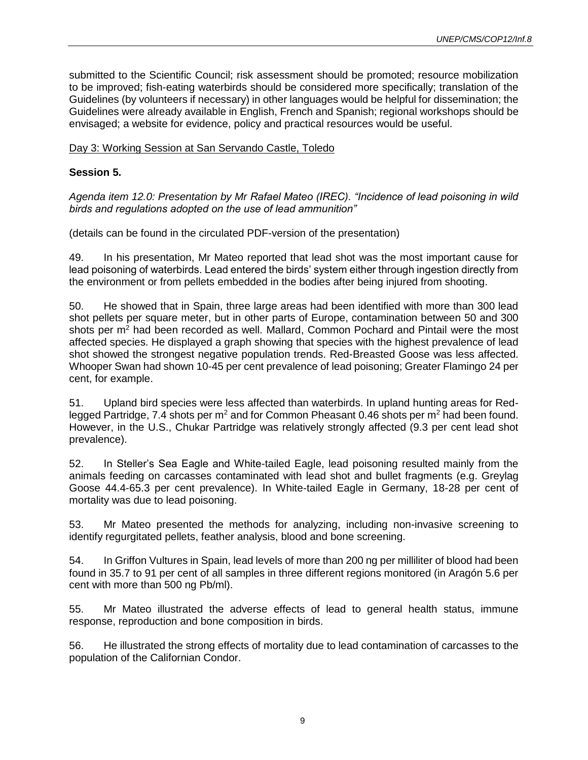submitted to the Scientific Council; risk assessment should be promoted; resource mobilization to be improved; fish-eating waterbirds should be considered more specifically; translation of the Guidelines (by volunteers if necessary) in other languages would be helpful for dissemination; the Guidelines were already available in English, French and Spanish; regional workshops should be envisaged; a website for evidence, policy and practical resources would be useful.

Day 3: Working Session at San Servando Castle, Toledo

**Session 5.**

*Agenda item 12.0: Presentation by Mr Rafael Mateo (IREC). "Incidence of lead poisoning in wild birds and regulations adopted on the use of lead ammunition"*

(details can be found in the circulated PDF-version of the presentation)

49. In his presentation, Mr Mateo reported that lead shot was the most important cause for lead poisoning of waterbirds. Lead entered the birds' system either through ingestion directly from the environment or from pellets embedded in the bodies after being injured from shooting.

50. He showed that in Spain, three large areas had been identified with more than 300 lead shot pellets per square meter, but in other parts of Europe, contamination between 50 and 300 shots per $m^2$ had been recorded as well. Mallard, Common Pochard and Pintail were the most affected species. He displayed a graph showing that species with the highest prevalence of lead shot showed the strongest negative population trends. Red-Breasted Goose was less affected. Whooper Swan had shown 10-45 per cent prevalence of lead poisoning; Greater Flamingo 24 per cent, for example.

51. Upland bird species were less affected than waterbirds. In upland hunting areas for Red-legged Partridge, 7.4 shots per $m^2$ and for Common Pheasant 0.46 shots per $m^2$ had been found. However, in the U.S., Chukar Partridge was relatively strongly affected (9.3 per cent lead shot prevalence).

52. In Steller's Sea Eagle and White-tailed Eagle, lead poisoning resulted mainly from the animals feeding on carcasses contaminated with lead shot and bullet fragments (e.g. Greylag Goose 44.4-65.3 per cent prevalence). In White-tailed Eagle in Germany, 18-28 per cent of mortality was due to lead poisoning.

53. Mr Mateo presented the methods for analyzing, including non-invasive screening to identify regurgitated pellets, feather analysis, blood and bone screening.

54. In Griffon Vultures in Spain, lead levels of more than 200 ng per milliliter of blood had been found in 35.7 to 91 per cent of all samples in three different regions monitored (in Aragón 5.6 per cent with more than 500 ng Pb/ml).

55. Mr Mateo illustrated the adverse effects of lead to general health status, immune response, reproduction and bone composition in birds.

56. He illustrated the strong effects of mortality due to lead contamination of carcasses to the population of the Californian Condor.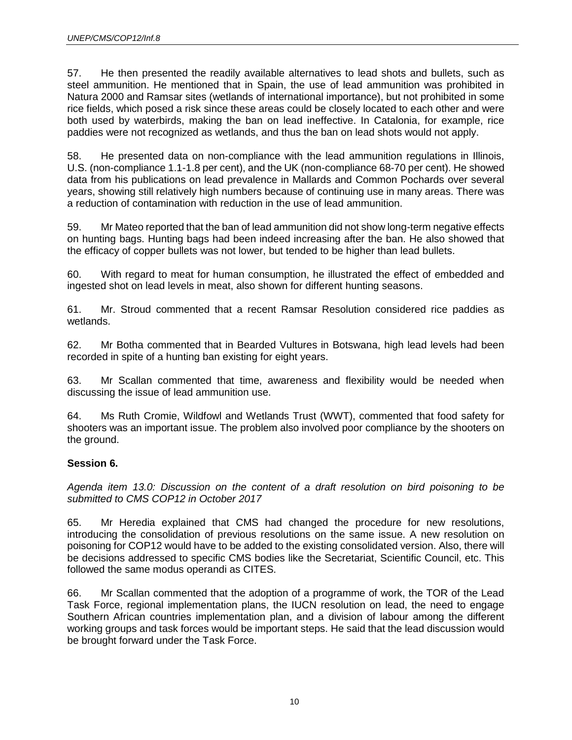57. He then presented the readily available alternatives to lead shots and bullets, such as steel ammunition. He mentioned that in Spain, the use of lead ammunition was prohibited in Natura 2000 and Ramsar sites (wetlands of international importance), but not prohibited in some rice fields, which posed a risk since these areas could be closely located to each other and were both used by waterbirds, making the ban on lead ineffective. In Catalonia, for example, rice paddies were not recognized as wetlands, and thus the ban on lead shots would not apply.

58. He presented data on non-compliance with the lead ammunition regulations in Illinois, U.S. (non-compliance 1.1-1.8 per cent), and the UK (non-compliance 68-70 per cent). He showed data from his publications on lead prevalence in Mallards and Common Pochards over several years, showing still relatively high numbers because of continuing use in many areas. There was a reduction of contamination with reduction in the use of lead ammunition.

59. Mr Mateo reported that the ban of lead ammunition did not show long-term negative effects on hunting bags. Hunting bags had been indeed increasing after the ban. He also showed that the efficacy of copper bullets was not lower, but tended to be higher than lead bullets.

60. With regard to meat for human consumption, he illustrated the effect of embedded and ingested shot on lead levels in meat, also shown for different hunting seasons.

61. Mr. Stroud commented that a recent Ramsar Resolution considered rice paddies as wetlands.

62. Mr Botha commented that in Bearded Vultures in Botswana, high lead levels had been recorded in spite of a hunting ban existing for eight years.

63. Mr Scallan commented that time, awareness and flexibility would be needed when discussing the issue of lead ammunition use.

64. Ms Ruth Cromie, Wildfowl and Wetlands Trust (WWT), commented that food safety for shooters was an important issue. The problem also involved poor compliance by the shooters on the ground.

**Session 6.**

*Agenda item 13.0: Discussion on the content of a draft resolution on bird poisoning to be submitted to CMS COP12 in October 2017*

65. Mr Heredia explained that CMS had changed the procedure for new resolutions, introducing the consolidation of previous resolutions on the same issue. A new resolution on poisoning for COP12 would have to be added to the existing consolidated version. Also, there will be decisions addressed to specific CMS bodies like the Secretariat, Scientific Council, etc. This followed the same modus operandi as CITES.

66. Mr Scallan commented that the adoption of a programme of work, the TOR of the Lead Task Force, regional implementation plans, the IUCN resolution on lead, the need to engage Southern African countries implementation plan, and a division of labour among the different working groups and task forces would be important steps. He said that the lead discussion would be brought forward under the Task Force.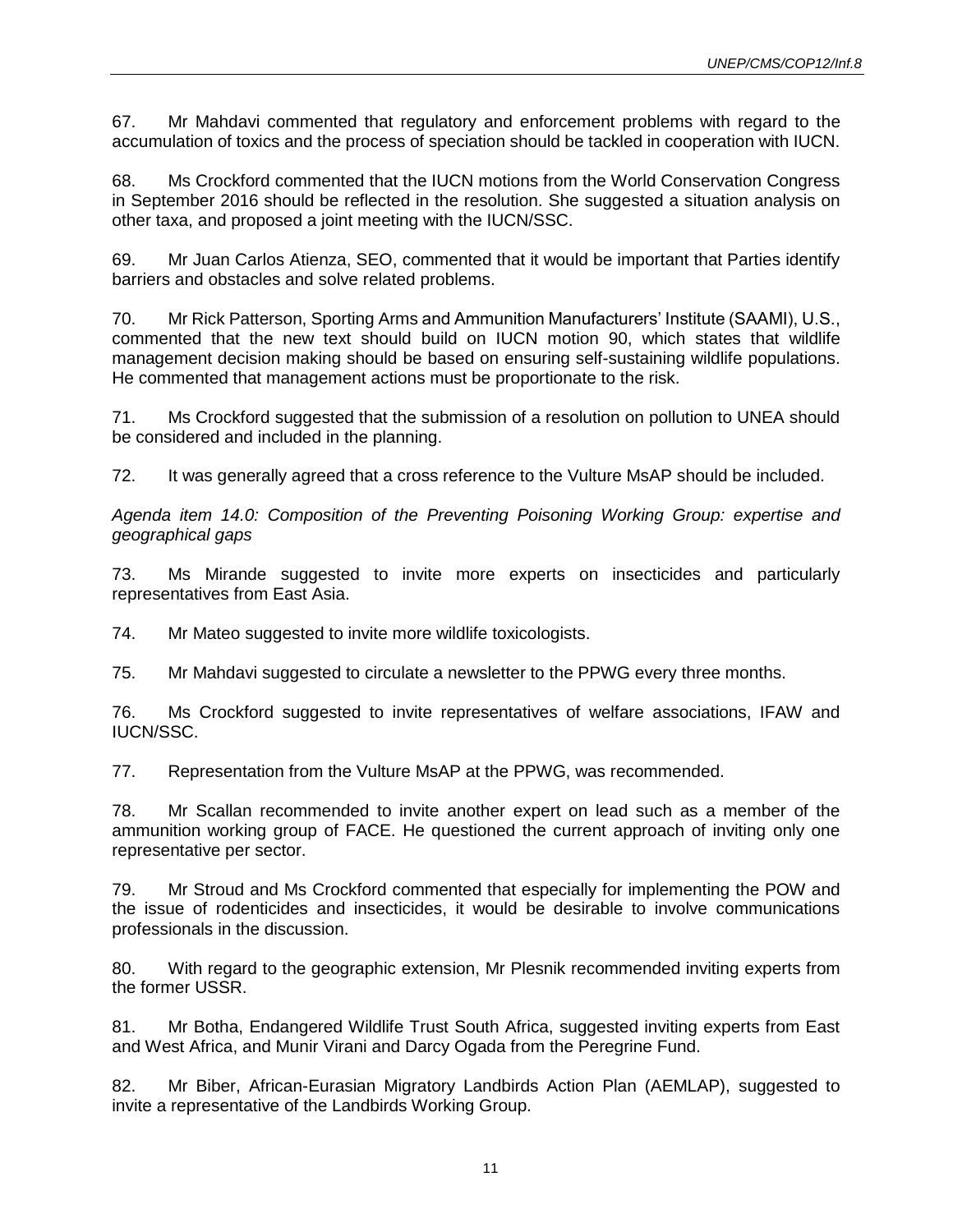67. Mr Mahdavi commented that regulatory and enforcement problems with regard to the accumulation of toxics and the process of speciation should be tackled in cooperation with IUCN.

68. Ms Crockford commented that the IUCN motions from the World Conservation Congress in September 2016 should be reflected in the resolution. She suggested a situation analysis on other taxa, and proposed a joint meeting with the IUCN/SSC.

69. Mr Juan Carlos Atienza, SEO, commented that it would be important that Parties identify barriers and obstacles and solve related problems.

70. Mr Rick Patterson, Sporting Arms and Ammunition Manufacturers' Institute (SAAMI), U.S., commented that the new text should build on IUCN motion 90, which states that wildlife management decision making should be based on ensuring self-sustaining wildlife populations. He commented that management actions must be proportionate to the risk.

71. Ms Crockford suggested that the submission of a resolution on pollution to UNEA should be considered and included in the planning.

72. It was generally agreed that a cross reference to the Vulture MsAP should be included.

*Agenda item 14.0: Composition of the Preventing Poisoning Working Group: expertise and geographical gaps*

73. Ms Mirande suggested to invite more experts on insecticides and particularly representatives from East Asia.

74. Mr Mateo suggested to invite more wildlife toxicologists.

75. Mr Mahdavi suggested to circulate a newsletter to the PPWG every three months.

76. Ms Crockford suggested to invite representatives of welfare associations, IFAW and IUCN/SSC.

77. Representation from the Vulture MsAP at the PPWG, was recommended.

78. Mr Scallan recommended to invite another expert on lead such as a member of the ammunition working group of FACE. He questioned the current approach of inviting only one representative per sector.

79. Mr Stroud and Ms Crockford commented that especially for implementing the POW and the issue of rodenticides and insecticides, it would be desirable to involve communications professionals in the discussion.

80. With regard to the geographic extension, Mr Plesnik recommended inviting experts from the former USSR.

81. Mr Botha, Endangered Wildlife Trust South Africa, suggested inviting experts from East and West Africa, and Munir Virani and Darcy Ogada from the Peregrine Fund.

82. Mr Biber, African-Eurasian Migratory Landbirds Action Plan (AEMLAP), suggested to invite a representative of the Landbirds Working Group.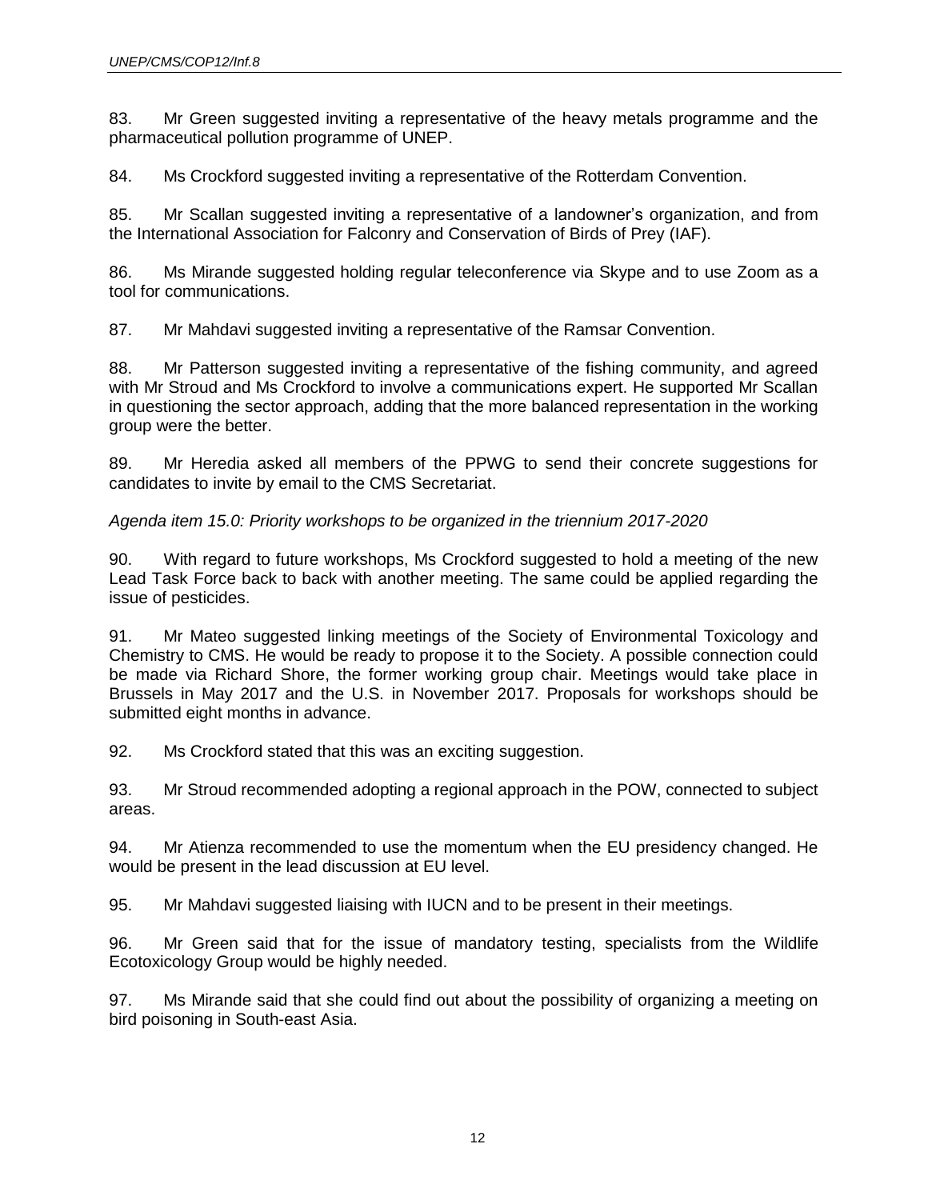83. Mr Green suggested inviting a representative of the heavy metals programme and the pharmaceutical pollution programme of UNEP.

84. Ms Crockford suggested inviting a representative of the Rotterdam Convention.

85. Mr Scallan suggested inviting a representative of a landowner's organization, and from the International Association for Falconry and Conservation of Birds of Prey (IAF).

86. Ms Mirande suggested holding regular teleconference via Skype and to use Zoom as a tool for communications.

87. Mr Mahdavi suggested inviting a representative of the Ramsar Convention.

88. Mr Patterson suggested inviting a representative of the fishing community, and agreed with Mr Stroud and Ms Crockford to involve a communications expert. He supported Mr Scallan in questioning the sector approach, adding that the more balanced representation in the working group were the better.

89. Mr Heredia asked all members of the PPWG to send their concrete suggestions for candidates to invite by email to the CMS Secretariat.

*Agenda item 15.0: Priority workshops to be organized in the triennium 2017-2020*

90. With regard to future workshops, Ms Crockford suggested to hold a meeting of the new Lead Task Force back to back with another meeting. The same could be applied regarding the issue of pesticides.

91. Mr Mateo suggested linking meetings of the Society of Environmental Toxicology and Chemistry to CMS. He would be ready to propose it to the Society. A possible connection could be made via Richard Shore, the former working group chair. Meetings would take place in Brussels in May 2017 and the U.S. in November 2017. Proposals for workshops should be submitted eight months in advance.

92. Ms Crockford stated that this was an exciting suggestion.

93. Mr Stroud recommended adopting a regional approach in the POW, connected to subject areas.

94. Mr Atienza recommended to use the momentum when the EU presidency changed. He would be present in the lead discussion at EU level.

95. Mr Mahdavi suggested liaising with IUCN and to be present in their meetings.

96. Mr Green said that for the issue of mandatory testing, specialists from the Wildlife Ecotoxicology Group would be highly needed.

97. Ms Mirande said that she could find out about the possibility of organizing a meeting on bird poisoning in South-east Asia.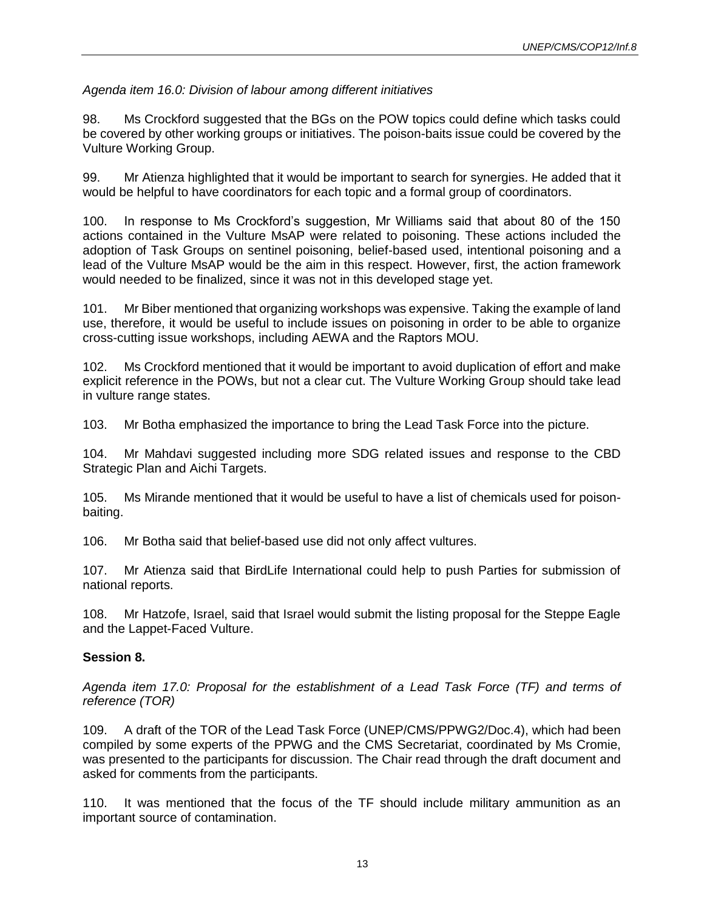*Agenda item 16.0: Division of labour among different initiatives*

98. Ms Crockford suggested that the BGs on the POW topics could define which tasks could be covered by other working groups or initiatives. The poison-baits issue could be covered by the Vulture Working Group.

99. Mr Atienza highlighted that it would be important to search for synergies. He added that it would be helpful to have coordinators for each topic and a formal group of coordinators.

100. In response to Ms Crockford's suggestion, Mr Williams said that about 80 of the 150 actions contained in the Vulture MsAP were related to poisoning. These actions included the adoption of Task Groups on sentinel poisoning, belief-based used, intentional poisoning and a lead of the Vulture MsAP would be the aim in this respect. However, first, the action framework would needed to be finalized, since it was not in this developed stage yet.

101. Mr Biber mentioned that organizing workshops was expensive. Taking the example of land use, therefore, it would be useful to include issues on poisoning in order to be able to organize cross-cutting issue workshops, including AEWA and the Raptors MOU.

102. Ms Crockford mentioned that it would be important to avoid duplication of effort and make explicit reference in the POWs, but not a clear cut. The Vulture Working Group should take lead in vulture range states.

103. Mr Botha emphasized the importance to bring the Lead Task Force into the picture.

104. Mr Mahdavi suggested including more SDG related issues and response to the CBD Strategic Plan and Aichi Targets.

105. Ms Mirande mentioned that it would be useful to have a list of chemicals used for poison-baiting.

106. Mr Botha said that belief-based use did not only affect vultures.

107. Mr Atienza said that BirdLife International could help to push Parties for submission of national reports.

108. Mr Hatzofe, Israel, said that Israel would submit the listing proposal for the Steppe Eagle and the Lappet-Faced Vulture.

**Session 8.**

*Agenda item 17.0: Proposal for the establishment of a Lead Task Force (TF) and terms of reference (TOR)*

109. A draft of the TOR of the Lead Task Force (UNEP/CMS/PPWG2/Doc.4), which had been compiled by some experts of the PPWG and the CMS Secretariat, coordinated by Ms Cromie, was presented to the participants for discussion. The Chair read through the draft document and asked for comments from the participants.

110. It was mentioned that the focus of the TF should include military ammunition as an important source of contamination.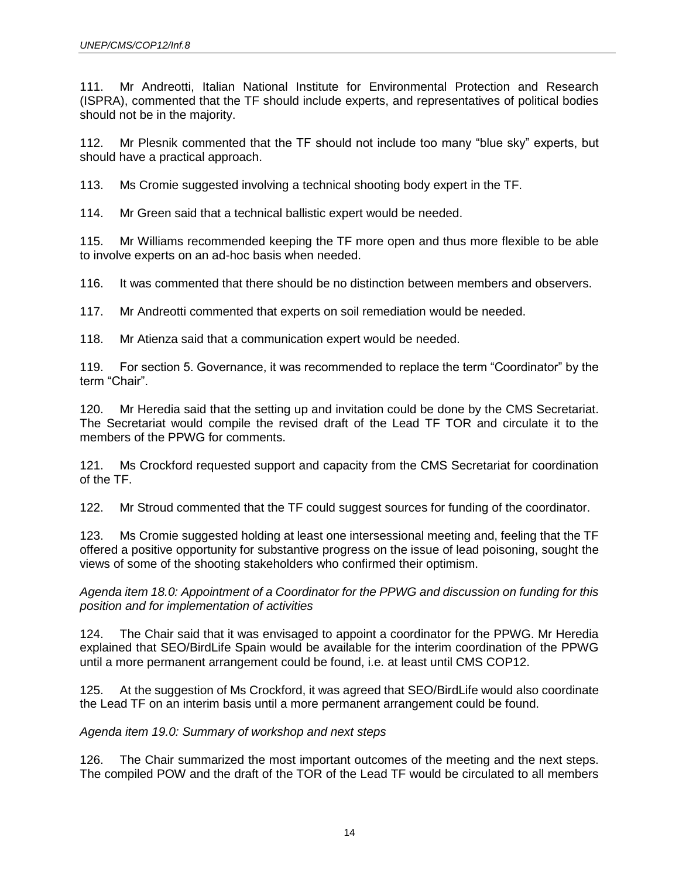111. Mr Andreotti, Italian National Institute for Environmental Protection and Research (ISPRA), commented that the TF should include experts, and representatives of political bodies should not be in the majority.

112. Mr Plesnik commented that the TF should not include too many "blue sky" experts, but should have a practical approach.

113. Ms Cromie suggested involving a technical shooting body expert in the TF.

114. Mr Green said that a technical ballistic expert would be needed.

115. Mr Williams recommended keeping the TF more open and thus more flexible to be able to involve experts on an ad-hoc basis when needed.

116. It was commented that there should be no distinction between members and observers.

117. Mr Andreotti commented that experts on soil remediation would be needed.

118. Mr Atienza said that a communication expert would be needed.

119. For section 5. Governance, it was recommended to replace the term "Coordinator" by the term "Chair".

120. Mr Heredia said that the setting up and invitation could be done by the CMS Secretariat. The Secretariat would compile the revised draft of the Lead TF TOR and circulate it to the members of the PPWG for comments.

121. Ms Crockford requested support and capacity from the CMS Secretariat for coordination of the TF.

122. Mr Stroud commented that the TF could suggest sources for funding of the coordinator.

123. Ms Cromie suggested holding at least one intersessional meeting and, feeling that the TF offered a positive opportunity for substantive progress on the issue of lead poisoning, sought the views of some of the shooting stakeholders who confirmed their optimism.

*Agenda item 18.0: Appointment of a Coordinator for the PPWG and discussion on funding for this position and for implementation of activities*

124. The Chair said that it was envisaged to appoint a coordinator for the PPWG. Mr Heredia explained that SEO/BirdLife Spain would be available for the interim coordination of the PPWG until a more permanent arrangement could be found, i.e. at least until CMS COP12.

125. At the suggestion of Ms Crockford, it was agreed that SEO/BirdLife would also coordinate the Lead TF on an interim basis until a more permanent arrangement could be found.

*Agenda item 19.0: Summary of workshop and next steps*

126. The Chair summarized the most important outcomes of the meeting and the next steps. The compiled POW and the draft of the TOR of the Lead TF would be circulated to all members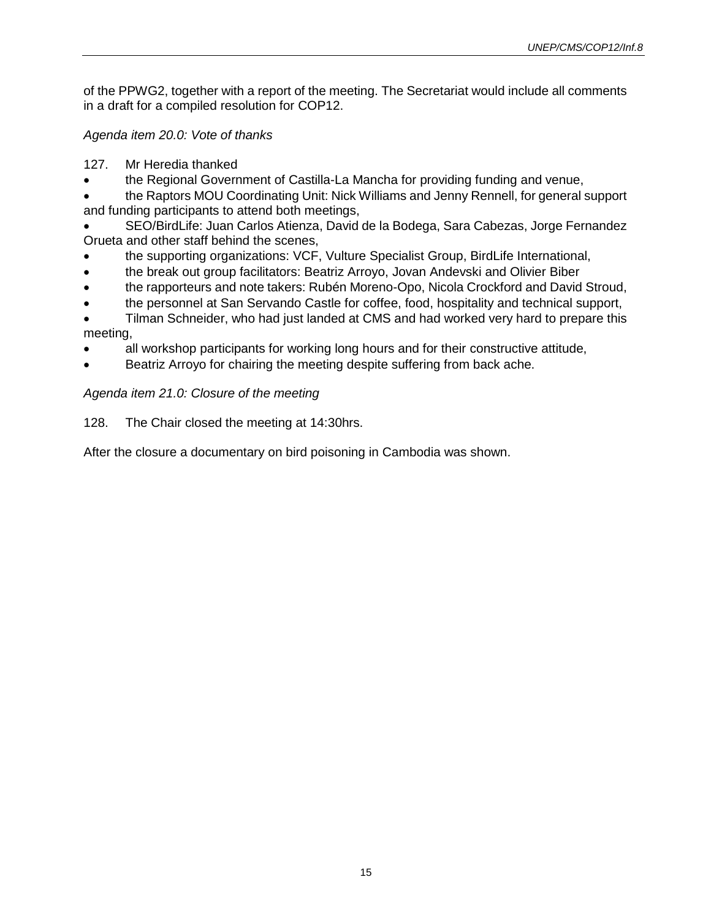of the PPWG2, together with a report of the meeting. The Secretariat would include all comments in a draft for a compiled resolution for COP12.

*Agenda item 20.0: Vote of thanks*

127. Mr Heredia thanked

- the Regional Government of Castilla-La Mancha for providing funding and venue,
- the Raptors MOU Coordinating Unit: Nick Williams and Jenny Rennell, for general support and funding participants to attend both meetings,
- SEO/BirdLife: Juan Carlos Atienza, David de la Bodega, Sara Cabezas, Jorge Fernandez Orueta and other staff behind the scenes,
- the supporting organizations: VCF, Vulture Specialist Group, BirdLife International,
- the break out group facilitators: Beatriz Arroyo, Jovan Andevski and Olivier Biber
- the rapporteurs and note takers: Rubén Moreno-Opo, Nicola Crockford and David Stroud,
- the personnel at San Servando Castle for coffee, food, hospitality and technical support,
- Tilman Schneider, who had just landed at CMS and had worked very hard to prepare this meeting,
- all workshop participants for working long hours and for their constructive attitude,
- Beatriz Arroyo for chairing the meeting despite suffering from back ache.

*Agenda item 21.0: Closure of the meeting*

128. The Chair closed the meeting at 14:30hrs.

After the closure a documentary on bird poisoning in Cambodia was shown.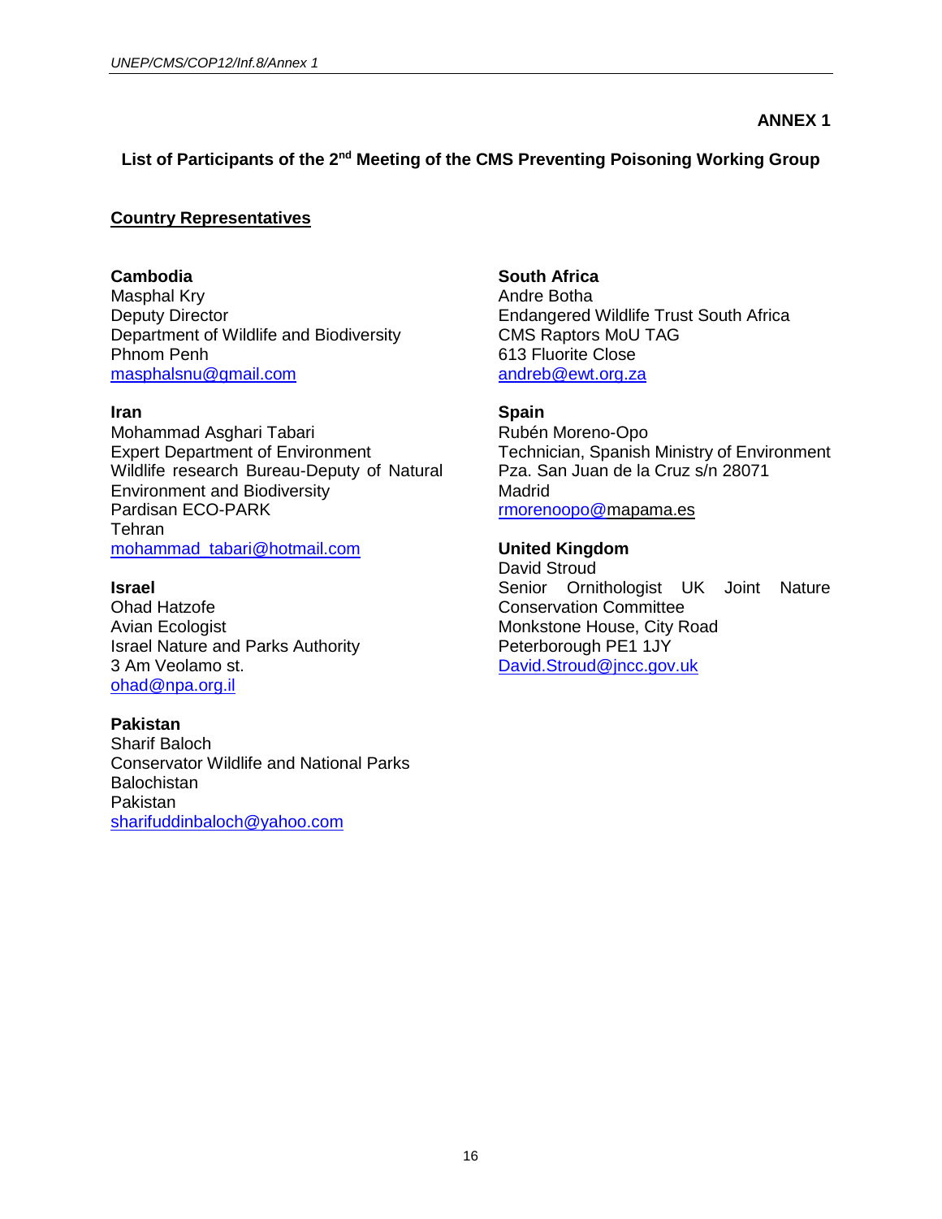**ANNEX 1**

**List of Participants of the 2nd Meeting of the CMS Preventing Poisoning Working Group**

**Country Representatives**

**Cambodia**
Masphal Kry
Deputy Director
Department of Wildlife and Biodiversity
Phnom Penh
masphalsnu@gmail.com

**Iran**
Mohammad Asghari Tabari
Expert Department of Environment
Wildlife research Bureau-Deputy of Natural Environment and Biodiversity
Pardisan ECO-PARK
Tehran
mohammad_tabari@hotmail.com

**Israel**
Ohad Hatzofe
Avian Ecologist
Israel Nature and Parks Authority
3 Am Veolamo st.
ohad@npa.org.il

**Pakistan**
Sharif Baloch
Conservator Wildlife and National Parks
Balochistan
Pakistan
sharifuddinbaloch@yahoo.com

**South Africa**
Andre Botha
Endangered Wildlife Trust South Africa
CMS Raptors MoU TAG
613 Fluorite Close
andreb@ewt.org.za

**Spain**
Rubén Moreno-Opo
Technician, Spanish Ministry of Environment
Pza. San Juan de la Cruz s/n 28071
Madrid
rmorenoopo@mapama.es

**United Kingdom**
David Stroud
Senior Ornithologist UK Joint Nature Conservation Committee
Monkstone House, City Road
Peterborough PE1 1JY
David.Stroud@jncc.gov.uk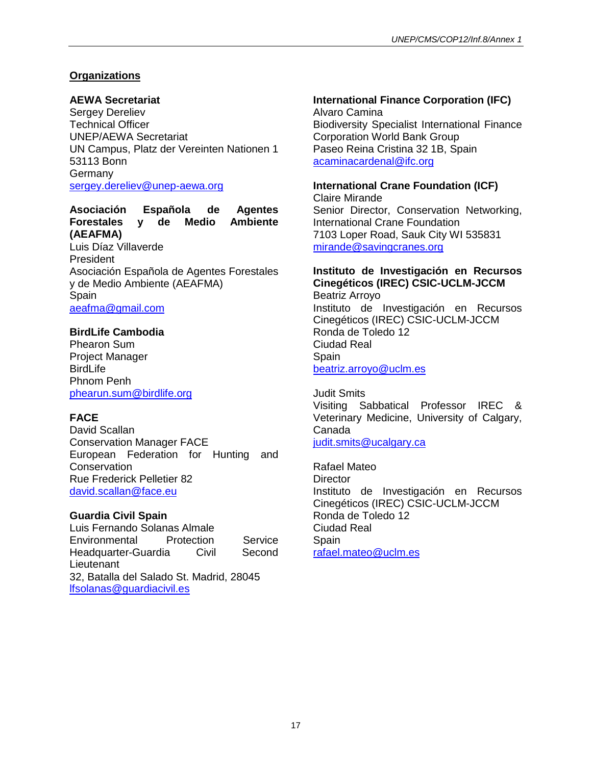## Organizations

**AEWA Secretariat**
Sergey Dereliev
Technical Officer
UNEP/AEWA Secretariat
UN Campus, Platz der Vereinten Nationen 1
53113 Bonn
Germany
sergey.dereliev@unep-aewa.org

**Asociación Española de Agentes Forestales y de Medio Ambiente (AEAFMA)**
Luis Díaz Villaverde
President
Asociación Española de Agentes Forestales y de Medio Ambiente (AEAFMA)
Spain
aeafma@gmail.com

**BirdLife Cambodia**
Phearon Sum
Project Manager
BirdLife
Phnom Penh
phearun.sum@birdlife.org

**FACE**
David Scallan
Conservation Manager FACE
European Federation for Hunting and Conservation
Rue Frederick Pelletier 82
david.scallan@face.eu

**Guardia Civil Spain**
Luis Fernando Solanas Almale
Environmental Protection Service Headquarter-Guardia Civil Second Lieutenant
32, Batalla del Salado St. Madrid, 28045
lfsolanas@guardiacivil.es

**International Finance Corporation (IFC)**
Alvaro Camina
Biodiversity Specialist International Finance Corporation World Bank Group
Paseo Reina Cristina 32 1B, Spain
acaminacardenal@ifc.org

**International Crane Foundation (ICF)**
Claire Mirande
Senior Director, Conservation Networking, International Crane Foundation
7103 Loper Road, Sauk City WI 535831
mirande@savingcranes.org

**Instituto de Investigación en Recursos Cinegéticos (IREC) CSIC-UCLM-JCCM**
Beatriz Arroyo
Instituto de Investigación en Recursos Cinegéticos (IREC) CSIC-UCLM-JCCM
Ronda de Toledo 12
Ciudad Real
Spain
beatriz.arroyo@uclm.es

Judit Smits
Visiting Sabbatical Professor IREC & Veterinary Medicine, University of Calgary, Canada
judit.smits@ucalgary.ca

Rafael Mateo
Director
Instituto de Investigación en Recursos Cinegéticos (IREC) CSIC-UCLM-JCCM
Ronda de Toledo 12
Ciudad Real
Spain
rafael.mateo@uclm.es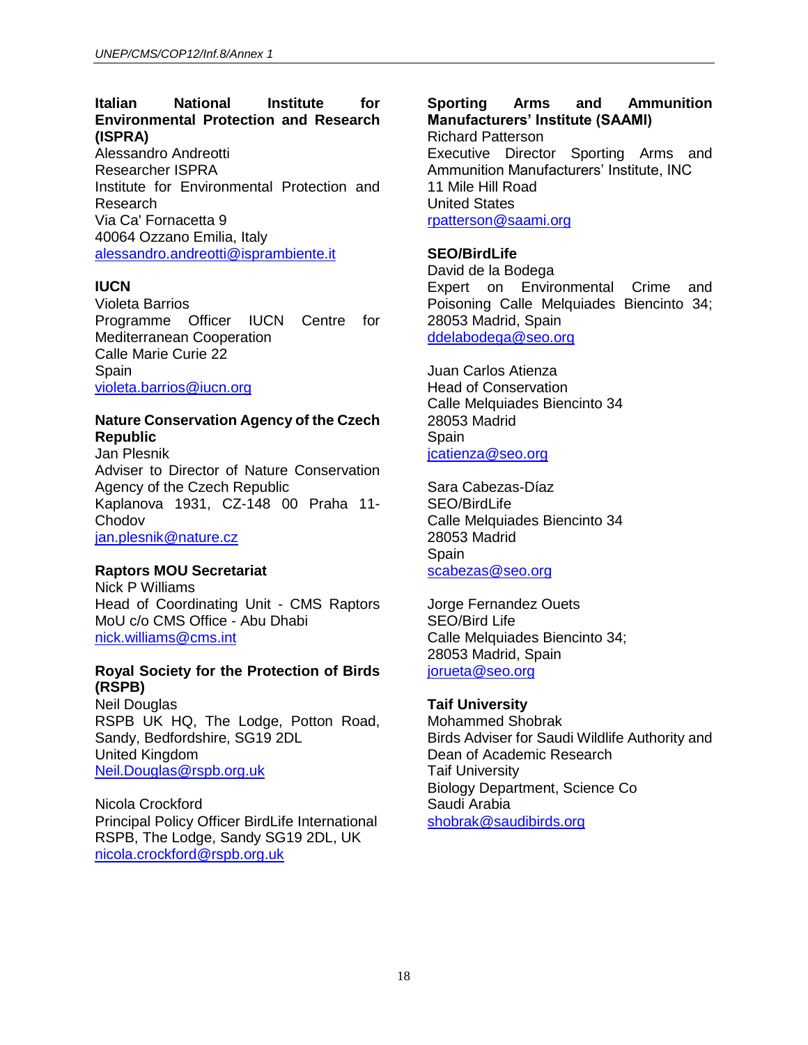**Italian National Institute for Environmental Protection and Research (ISPRA)**
Alessandro Andreotti
Researcher ISPRA
Institute for Environmental Protection and Research
Via Ca' Fornacetta 9
40064 Ozzano Emilia, Italy
alessandro.andreotti@isprambiente.it

**IUCN**
Violeta Barrios
Programme Officer IUCN Centre for Mediterranean Cooperation
Calle Marie Curie 22
Spain
violeta.barrios@iucn.org

**Nature Conservation Agency of the Czech Republic**
Jan Plesnik
Adviser to Director of Nature Conservation Agency of the Czech Republic
Kaplanova 1931, CZ-148 00 Praha 11-Chodov
jan.plesnik@nature.cz

**Raptors MOU Secretariat**
Nick P Williams
Head of Coordinating Unit - CMS Raptors MoU c/o CMS Office - Abu Dhabi
nick.williams@cms.int

**Royal Society for the Protection of Birds (RSPB)**
Neil Douglas
RSPB UK HQ, The Lodge, Potton Road, Sandy, Bedfordshire, SG19 2DL
United Kingdom
Neil.Douglas@rspb.org.uk

Nicola Crockford
Principal Policy Officer BirdLife International
RSPB, The Lodge, Sandy SG19 2DL, UK
nicola.crockford@rspb.org.uk

**Sporting Arms and Ammunition Manufacturers' Institute (SAAMI)**
Richard Patterson
Executive Director Sporting Arms and Ammunition Manufacturers' Institute, INC
11 Mile Hill Road
United States
rpatterson@saami.org

**SEO/BirdLife**
David de la Bodega
Expert on Environmental Crime and Poisoning Calle Melquiades Biencinto 34; 28053 Madrid, Spain
ddelabodega@seo.org

Juan Carlos Atienza
Head of Conservation
Calle Melquiades Biencinto 34
28053 Madrid
Spain
jcatienza@seo.org

Sara Cabezas-Díaz
SEO/BirdLife
Calle Melquiades Biencinto 34
28053 Madrid
Spain
scabezas@seo.org

Jorge Fernandez Ouets
SEO/Bird Life
Calle Melquiades Biencinto 34;
28053 Madrid, Spain
jorueta@seo.org

**Taif University**
Mohammed Shobrak
Birds Adviser for Saudi Wildlife Authority and Dean of Academic Research
Taif University
Biology Department, Science Co
Saudi Arabia
shobrak@saudibirds.org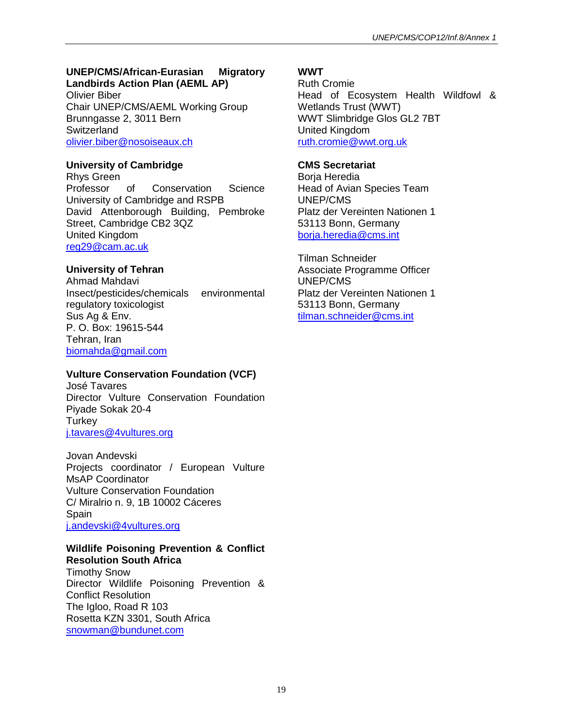**UNEP/CMS/African-Eurasian Migratory Landbirds Action Plan (AEML AP)**
Olivier Biber
Chair UNEP/CMS/AEML Working Group
Brunngasse 2, 3011 Bern
Switzerland
olivier.biber@nosoiseaux.ch

**University of Cambridge**
Rhys Green
Professor of Conservation Science
University of Cambridge and RSPB
David Attenborough Building, Pembroke Street, Cambridge CB2 3QZ
United Kingdom
reg29@cam.ac.uk

**University of Tehran**
Ahmad Mahdavi
Insect/pesticides/chemicals environmental regulatory toxicologist
Sus Ag & Env.
P. O. Box: 19615-544
Tehran, Iran
biomahda@gmail.com

**Vulture Conservation Foundation (VCF)**
José Tavares
Director Vulture Conservation Foundation
Piyade Sokak 20-4
Turkey
j.tavares@4vultures.org

Jovan Andevski
Projects coordinator / European Vulture MsAP Coordinator
Vulture Conservation Foundation
C/ Miralrio n. 9, 1B 10002 Cáceres
Spain
j.andevski@4vultures.org

**Wildlife Poisoning Prevention & Conflict Resolution South Africa**
Timothy Snow
Director Wildlife Poisoning Prevention & Conflict Resolution
The Igloo, Road R 103
Rosetta KZN 3301, South Africa
snowman@bundunet.com

**WWT**
Ruth Cromie
Head of Ecosystem Health Wildfowl & Wetlands Trust (WWT)
WWT Slimbridge Glos GL2 7BT
United Kingdom
ruth.cromie@wwt.org.uk

**CMS Secretariat**
Borja Heredia
Head of Avian Species Team
UNEP/CMS
Platz der Vereinten Nationen 1
53113 Bonn, Germany
borja.heredia@cms.int

Tilman Schneider
Associate Programme Officer
UNEP/CMS
Platz der Vereinten Nationen 1
53113 Bonn, Germany
tilman.schneider@cms.int